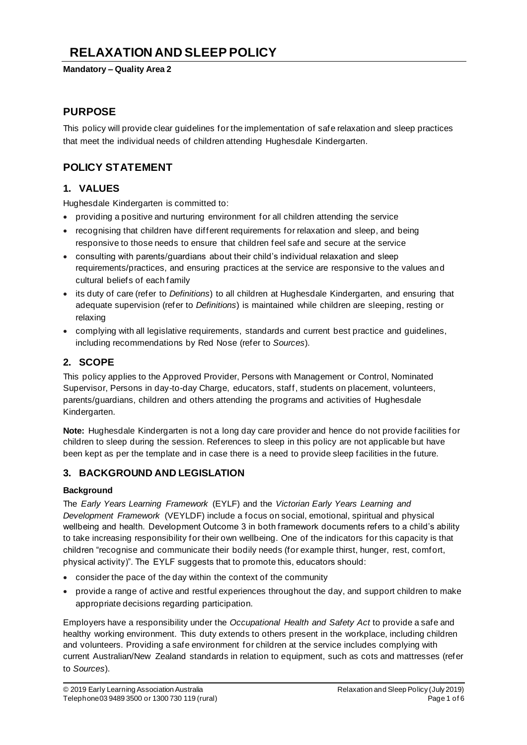# RELAXATION AND SLEEP POLICY

**Mandatory – Quality Area 2**

## PURPOSE

This policy will provide clear guidelines for the implementation of safe relaxation and sleep practices that meet the individual needs of children attending Hughesdale Kindergarten.

## POLICY STATEMENT

### 1. VALUES

Hughesdale Kindergarten is committed to:

- providing a positive and nurturing environment for all children attending the service
- recognising that children have different requirements for relaxation and sleep, and being responsive to those needs to ensure that children feel safe and secure at the service
- consulting with parents/guardians about their child's individual relaxation and sleep requirements/practices, and ensuring practices at the service are responsive to the values and cultural beliefs of each family
- its duty of care (refer to *Definitions*) to all children at Hughesdale Kindergarten, and ensuring that adequate supervision (refer to *Definitions*) is maintained while children are sleeping, resting or relaxing
- complying with all legislative requirements, standards and current best practice and guidelines, including recommendations by Red Nose (refer to *Sources*).

### 2. SCOPE

This policy applies to the Approved Provider, Persons with Management or Control, Nominated Supervisor, Persons in day-to-day Charge, educators, staff, students on placement, volunteers, parents/guardians, children and others attending the programs and activities of Hughesdale Kindergarten.

**Note:** Hughesdale Kindergarten is not a long day care provider and hence do not provide facilities for children to sleep during the session. References to sleep in this policy are not applicable but have been kept as per the template and in case there is a need to provide sleep facilities in the future.

### 3. BACKGROUND AND LEGISLATION

#### Background

The *Early Years Learning Framework* (EYLF) and the *Victorian Early Years Learning and Development Framework* (VEYLDF) include a focus on social, emotional, spiritual and physical wellbeing and health. Development Outcome 3 in both framework documents refers to a child's ability to take increasing responsibility for their own wellbeing. One of the indicators for this capacity is that children "recognise and communicate their bodily needs (for example thirst, hunger, rest, comfort, physical activity)". The EYLF suggests that to promote this, educators should:

- consider the pace of the day within the context of the community
- provide a range of active and restful experiences throughout the day, and support children to make appropriate decisions regarding participation.

Employers have a responsibility under the *Occupational Health and Safety Act* to provide a safe and healthy working environment. This duty extends to others present in the workplace, including children and volunteers. Providing a safe environment for children at the service includes complying with current Australian/New Zealand standards in relation to equipment, such as cots and mattresses (refer to *Sources*).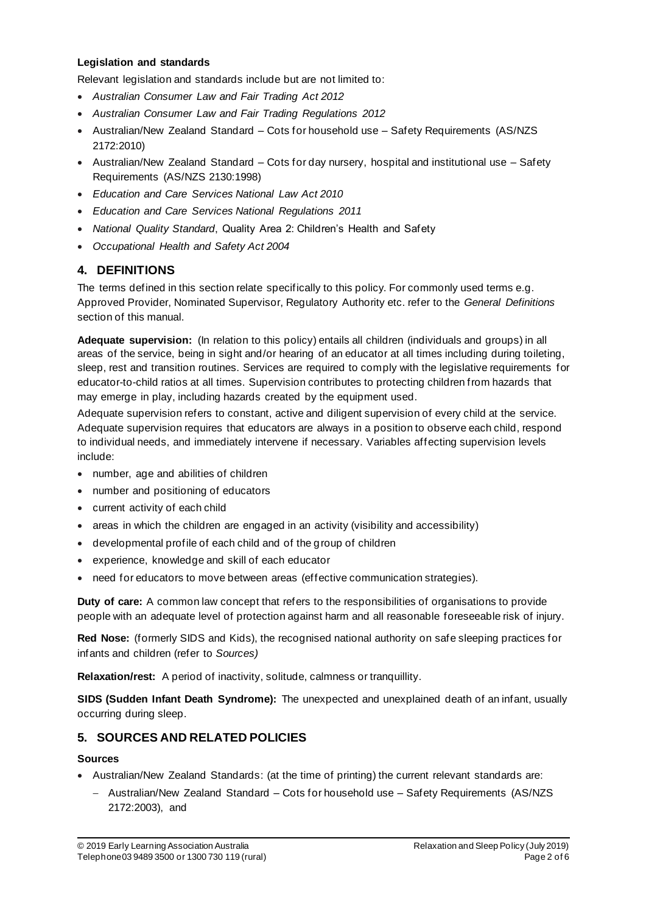**Legislation and standards**

Relevant legislation and standards include but are not limited to:

- *Australian Consumer Law and Fair Trading Act 2012*
- *Australian Consumer Law and Fair Trading Regulations 2012*
- Australian/New Zealand Standard – Cots for household use – Safety Requirements (AS/NZS 2172:2010)
- Australian/New Zealand Standard – Cots for day nursery, hospital and institutional use – Safety Requirements (AS/NZS 2130:1998)
- *Education and Care Services National Law Act 2010*
- *Education and Care Services National Regulations 2011*
- *National Quality Standard*, Quality Area 2: Children's Health and Safety
- *Occupational Health and Safety Act 2004*

## 4. DEFINITIONS

The terms defined in this section relate specifically to this policy. For commonly used terms e.g. Approved Provider, Nominated Supervisor, Regulatory Authority etc. refer to the *General Definitions* section of this manual.

**Adequate supervision:** (In relation to this policy) entails all children (individuals and groups) in all areas of the service, being in sight and/or hearing of an educator at all times including during toileting, sleep, rest and transition routines. Services are required to comply with the legislative requirements for educator-to-child ratios at all times. Supervision contributes to protecting children from hazards that may emerge in play, including hazards created by the equipment used.

Adequate supervision refers to constant, active and diligent supervision of every child at the service. Adequate supervision requires that educators are always in a position to observe each child, respond to individual needs, and immediately intervene if necessary. Variables affecting supervision levels include:

- number, age and abilities of children
- number and positioning of educators
- current activity of each child
- areas in which the children are engaged in an activity (visibility and accessibility)
- developmental profile of each child and of the group of children
- experience, knowledge and skill of each educator
- need for educators to move between areas (effective communication strategies).

**Duty of care:** A common law concept that refers to the responsibilities of organisations to provide people with an adequate level of protection against harm and all reasonable foreseeable risk of injury.

**Red Nose:** (formerly SIDS and Kids), the recognised national authority on safe sleeping practices for infants and children (refer to *Sources)*

**Relaxation/rest:** A period of inactivity, solitude, calmness or tranquillity.

**SIDS (Sudden Infant Death Syndrome):** The unexpected and unexplained death of an infant, usually occurring during sleep.

## 5. SOURCES AND RELATED POLICIES

**Sources**

- Australian/New Zealand Standards: (at the time of printing) the current relevant standards are:
  - Australian/New Zealand Standard – Cots for household use – Safety Requirements (AS/NZS 2172:2003), and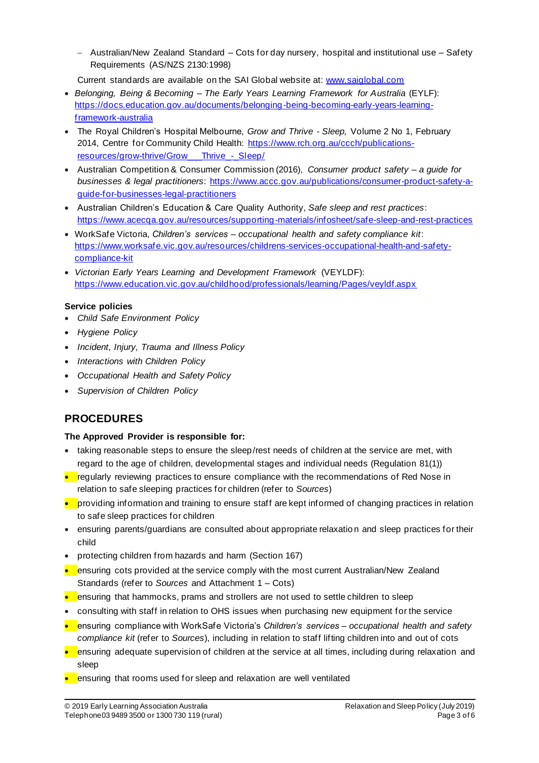- Australian/New Zealand Standard – Cots for day nursery, hospital and institutional use – Safety Requirements (AS/NZS 2130:1998)

  Current standards are available on the SAI Global website at: www.saiglobal.com

- *Belonging, Being & Becoming – The Early Years Learning Framework for Australia* (EYLF): https://docs.education.gov.au/documents/belonging-being-becoming-early-years-learning-framework-australia
- The Royal Children's Hospital Melbourne, *Grow and Thrive - Sleep,* Volume 2 No 1, February 2014, Centre for Community Child Health: https://www.rch.org.au/ccch/publications-resources/grow-thrive/Grow___Thrive_-_Sleep/
- Australian Competition & Consumer Commission (2016), *Consumer product safety – a guide for businesses & legal practitioners*: https://www.accc.gov.au/publications/consumer-product-safety-a-guide-for-businesses-legal-practitioners
- Australian Children's Education & Care Quality Authority, *Safe sleep and rest practices*: https://www.acecqa.gov.au/resources/supporting-materials/infosheet/safe-sleep-and-rest-practices
- WorkSafe Victoria, *Children's services – occupational health and safety compliance kit*: https://www.worksafe.vic.gov.au/resources/childrens-services-occupational-health-and-safety-compliance-kit
- *Victorian Early Years Learning and Development Framework* (VEYLDF): https://www.education.vic.gov.au/childhood/professionals/learning/Pages/veyldf.aspx

**Service policies**

- *Child Safe Environment Policy*
- *Hygiene Policy*
- *Incident, Injury, Trauma and Illness Policy*
- *Interactions with Children Policy*
- *Occupational Health and Safety Policy*
- *Supervision of Children Policy*

## PROCEDURES

**The Approved Provider is responsible for:**

- taking reasonable steps to ensure the sleep/rest needs of children at the service are met, with regard to the age of children, developmental stages and individual needs (Regulation 81(1))
- regularly reviewing practices to ensure compliance with the recommendations of Red Nose in relation to safe sleeping practices for children (refer to *Sources*)
- providing information and training to ensure staff are kept informed of changing practices in relation to safe sleep practices for children
- ensuring parents/guardians are consulted about appropriate relaxation and sleep practices for their child
- protecting children from hazards and harm (Section 167)
- ensuring cots provided at the service comply with the most current Australian/New Zealand Standards (refer to *Sources* and Attachment 1 – Cots)
- ensuring that hammocks, prams and strollers are not used to settle children to sleep
- consulting with staff in relation to OHS issues when purchasing new equipment for the service
- ensuring compliance with WorkSafe Victoria's *Children's services – occupational health and safety compliance kit* (refer to *Sources*), including in relation to staff lifting children into and out of cots
- ensuring adequate supervision of children at the service at all times, including during relaxation and sleep
- ensuring that rooms used for sleep and relaxation are well ventilated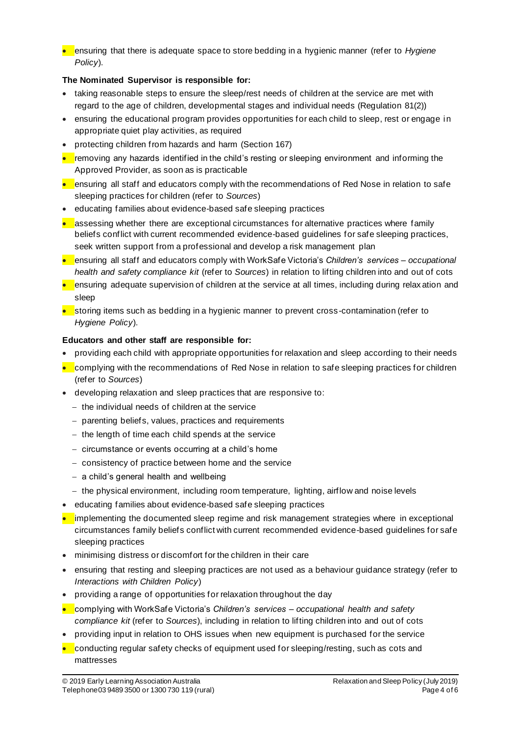- ensuring that there is adequate space to store bedding in a hygienic manner (refer to *Hygiene Policy*).

**The Nominated Supervisor is responsible for:**

- taking reasonable steps to ensure the sleep/rest needs of children at the service are met with regard to the age of children, developmental stages and individual needs (Regulation 81(2))
- ensuring the educational program provides opportunities for each child to sleep, rest or engage in appropriate quiet play activities, as required
- protecting children from hazards and harm (Section 167)
- removing any hazards identified in the child's resting or sleeping environment and informing the Approved Provider, as soon as is practicable
- ensuring all staff and educators comply with the recommendations of Red Nose in relation to safe sleeping practices for children (refer to *Sources*)
- educating families about evidence-based safe sleeping practices
- assessing whether there are exceptional circumstances for alternative practices where family beliefs conflict with current recommended evidence-based guidelines for safe sleeping practices, seek written support from a professional and develop a risk management plan
- ensuring all staff and educators comply with WorkSafe Victoria's *Children's services – occupational health and safety compliance kit* (refer to *Sources*) in relation to lifting children into and out of cots
- ensuring adequate supervision of children at the service at all times, including during relaxation and sleep
- storing items such as bedding in a hygienic manner to prevent cross-contamination (refer to *Hygiene Policy*).

**Educators and other staff are responsible for:**

- providing each child with appropriate opportunities for relaxation and sleep according to their needs
- complying with the recommendations of Red Nose in relation to safe sleeping practices for children (refer to *Sources*)
- developing relaxation and sleep practices that are responsive to:
  - the individual needs of children at the service
  - parenting beliefs, values, practices and requirements
  - the length of time each child spends at the service
  - circumstance or events occurring at a child's home
  - consistency of practice between home and the service
  - a child's general health and wellbeing
  - the physical environment, including room temperature, lighting, airflow and noise levels
- educating families about evidence-based safe sleeping practices
- implementing the documented sleep regime and risk management strategies where in exceptional circumstances family beliefs conflict with current recommended evidence-based guidelines for safe sleeping practices
- minimising distress or discomfort for the children in their care
- ensuring that resting and sleeping practices are not used as a behaviour guidance strategy (refer to *Interactions with Children Policy*)
- providing a range of opportunities for relaxation throughout the day
- complying with WorkSafe Victoria's *Children's services – occupational health and safety compliance kit* (refer to *Sources*), including in relation to lifting children into and out of cots
- providing input in relation to OHS issues when new equipment is purchased for the service
- conducting regular safety checks of equipment used for sleeping/resting, such as cots and mattresses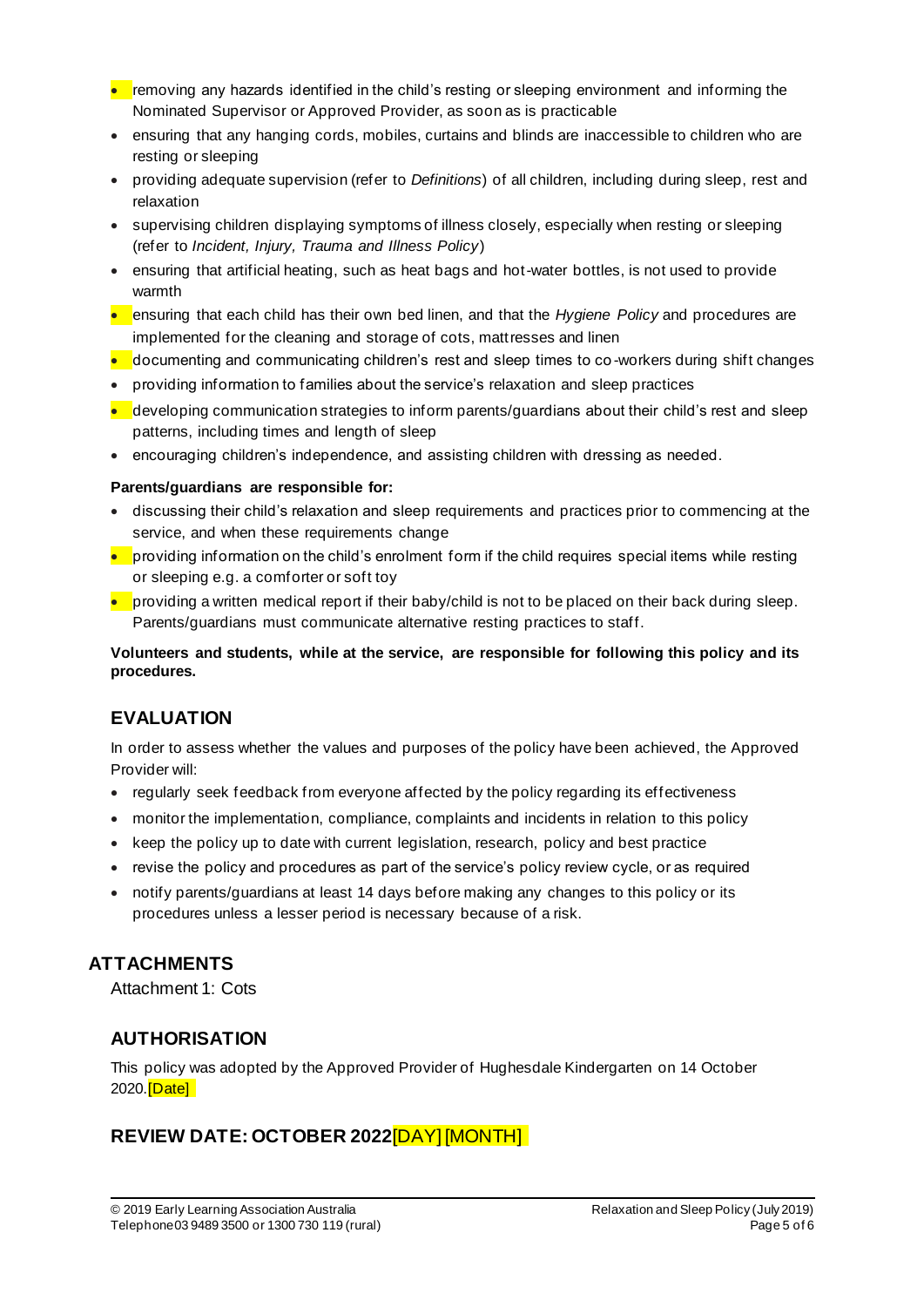- removing any hazards identified in the child's resting or sleeping environment and informing the Nominated Supervisor or Approved Provider, as soon as is practicable
- ensuring that any hanging cords, mobiles, curtains and blinds are inaccessible to children who are resting or sleeping
- providing adequate supervision (refer to *Definitions*) of all children, including during sleep, rest and relaxation
- supervising children displaying symptoms of illness closely, especially when resting or sleeping (refer to *Incident, Injury, Trauma and Illness Policy*)
- ensuring that artificial heating, such as heat bags and hot-water bottles, is not used to provide warmth
- ensuring that each child has their own bed linen, and that the *Hygiene Policy* and procedures are implemented for the cleaning and storage of cots, mattresses and linen
- documenting and communicating children's rest and sleep times to co-workers during shift changes
- providing information to families about the service's relaxation and sleep practices
- developing communication strategies to inform parents/guardians about their child's rest and sleep patterns, including times and length of sleep
- encouraging children's independence, and assisting children with dressing as needed.

**Parents/guardians are responsible for:**

- discussing their child's relaxation and sleep requirements and practices prior to commencing at the service, and when these requirements change
- providing information on the child's enrolment form if the child requires special items while resting or sleeping e.g. a comforter or soft toy
- providing a written medical report if their baby/child is not to be placed on their back during sleep. Parents/guardians must communicate alternative resting practices to staff.

**Volunteers and students, while at the service, are responsible for following this policy and its procedures.**

## EVALUATION

In order to assess whether the values and purposes of the policy have been achieved, the Approved Provider will:

- regularly seek feedback from everyone affected by the policy regarding its effectiveness
- monitor the implementation, compliance, complaints and incidents in relation to this policy
- keep the policy up to date with current legislation, research, policy and best practice
- revise the policy and procedures as part of the service's policy review cycle, or as required
- notify parents/guardians at least 14 days before making any changes to this policy or its procedures unless a lesser period is necessary because of a risk.

## ATTACHMENTS

Attachment 1: Cots

## AUTHORISATION

This policy was adopted by the Approved Provider of Hughesdale Kindergarten on 14 October 2020.[Date]

## REVIEW DATE: OCTOBER 2022[DAY] [MONTH]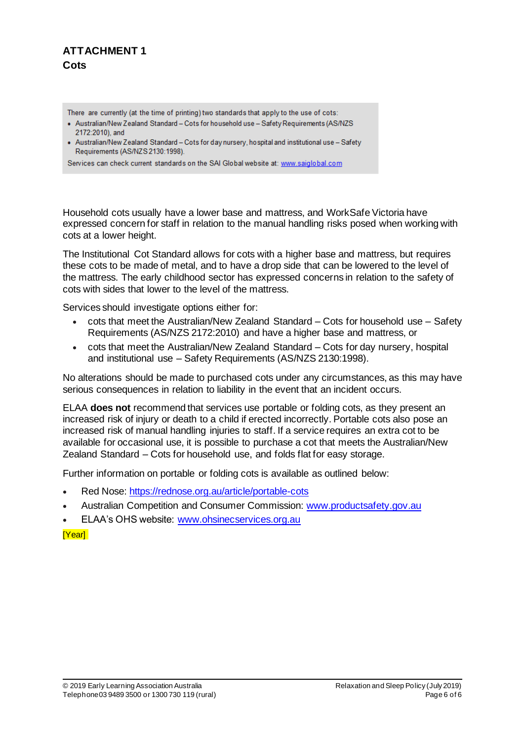# ATTACHMENT 1
## Cots

> There are currently (at the time of printing) two standards that apply to the use of cots:
> - Australian/New Zealand Standard – Cots for household use – Safety Requirements (AS/NZS 2172:2010), and
> - Australian/New Zealand Standard – Cots for day nursery, hospital and institutional use – Safety Requirements (AS/NZS 2130:1998).
>
> Services can check current standards on the SAI Global website at: www.saiglobal.com

Household cots usually have a lower base and mattress, and WorkSafe Victoria have expressed concern for staff in relation to the manual handling risks posed when working with cots at a lower height.

The Institutional Cot Standard allows for cots with a higher base and mattress, but requires these cots to be made of metal, and to have a drop side that can be lowered to the level of the mattress. The early childhood sector has expressed concerns in relation to the safety of cots with sides that lower to the level of the mattress.

Services should investigate options either for:

- cots that meet the Australian/New Zealand Standard – Cots for household use – Safety Requirements (AS/NZS 2172:2010) and have a higher base and mattress, or
- cots that meet the Australian/New Zealand Standard – Cots for day nursery, hospital and institutional use – Safety Requirements (AS/NZS 2130:1998).

No alterations should be made to purchased cots under any circumstances, as this may have serious consequences in relation to liability in the event that an incident occurs.

ELAA **does not** recommend that services use portable or folding cots, as they present an increased risk of injury or death to a child if erected incorrectly. Portable cots also pose an increased risk of manual handling injuries to staff. If a service requires an extra cot to be available for occasional use, it is possible to purchase a cot that meets the Australian/New Zealand Standard – Cots for household use, and folds flat for easy storage.

Further information on portable or folding cots is available as outlined below:

- Red Nose: https://rednose.org.au/article/portable-cots
- Australian Competition and Consumer Commission: www.productsafety.gov.au
- ELAA's OHS website: www.ohsinecservices.org.au

[Year]